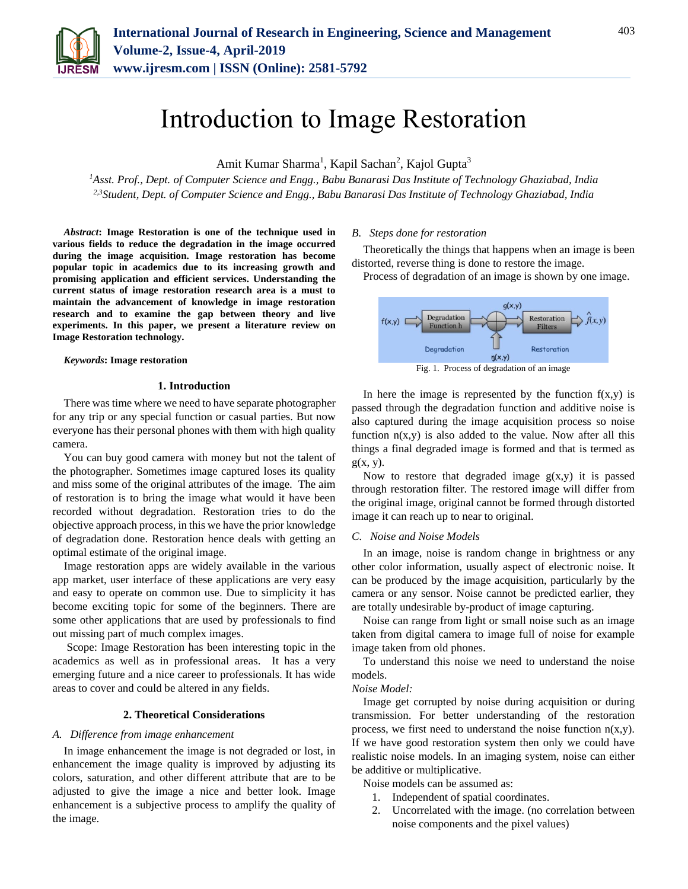# Introduction to Image Restoration

Amit Kumar Sharma[1], Kapil Sachan[2], Kajol Gupta[3]

[1]*Asst. Prof., Dept. of Computer Science and Engg., Babu Banarasi Das Institute of Technology Ghaziabad, India*
[2,3]*Student, Dept. of Computer Science and Engg., Babu Banarasi Das Institute of Technology Ghaziabad, India*

***Abstract*: Image Restoration is one of the technique used in various fields to reduce the degradation in the image occurred during the image acquisition. Image restoration has become popular topic in academics due to its increasing growth and promising application and efficient services. Understanding the current status of image restoration research area is a must to maintain the advancement of knowledge in image restoration research and to examine the gap between theory and live experiments. In this paper, we present a literature review on Image Restoration technology.**

***Keywords*: Image restoration**

## 1. Introduction

There was time where we need to have separate photographer for any trip or any special function or casual parties. But now everyone has their personal phones with them with high quality camera.

You can buy good camera with money but not the talent of the photographer. Sometimes image captured loses its quality and miss some of the original attributes of the image. The aim of restoration is to bring the image what would it have been recorded without degradation. Restoration tries to do the objective approach process, in this we have the prior knowledge of degradation done. Restoration hence deals with getting an optimal estimate of the original image.

Image restoration apps are widely available in the various app market, user interface of these applications are very easy and easy to operate on common use. Due to simplicity it has become exciting topic for some of the beginners. There are some other applications that are used by professionals to find out missing part of much complex images.

Scope: Image Restoration has been interesting topic in the academics as well as in professional areas. It has a very emerging future and a nice career to professionals. It has wide areas to cover and could be altered in any fields.

## 2. Theoretical Considerations

### *A. Difference from image enhancement*

In image enhancement the image is not degraded or lost, in enhancement the image quality is improved by adjusting its colors, saturation, and other different attribute that are to be adjusted to give the image a nice and better look. Image enhancement is a subjective process to amplify the quality of the image.

### *B. Steps done for restoration*

Theoretically the things that happens when an image is been distorted, reverse thing is done to restore the image.

Process of degradation of an image is shown by one image.

Fig. 1. Process of degradation of an image

In here the image is represented by the function $f(x,y)$ is passed through the degradation function and additive noise is also captured during the image acquisition process so noise function $n(x,y)$ is also added to the value. Now after all this things a final degraded image is formed and that is termed as $g(x, y)$.

Now to restore that degraded image $g(x,y)$ it is passed through restoration filter. The restored image will differ from the original image, original cannot be formed through distorted image it can reach up to near to original.

### *C. Noise and Noise Models*

In an image, noise is random change in brightness or any other color information, usually aspect of electronic noise. It can be produced by the image acquisition, particularly by the camera or any sensor. Noise cannot be predicted earlier, they are totally undesirable by-product of image capturing.

Noise can range from light or small noise such as an image taken from digital camera to image full of noise for example image taken from old phones.

To understand this noise we need to understand the noise models.

*Noise Model:*

Image get corrupted by noise during acquisition or during transmission. For better understanding of the restoration process, we first need to understand the noise function $n(x,y)$. If we have good restoration system then only we could have realistic noise models. In an imaging system, noise can either be additive or multiplicative.

Noise models can be assumed as:

1. Independent of spatial coordinates.
2. Uncorrelated with the image. (no correlation between noise components and the pixel values)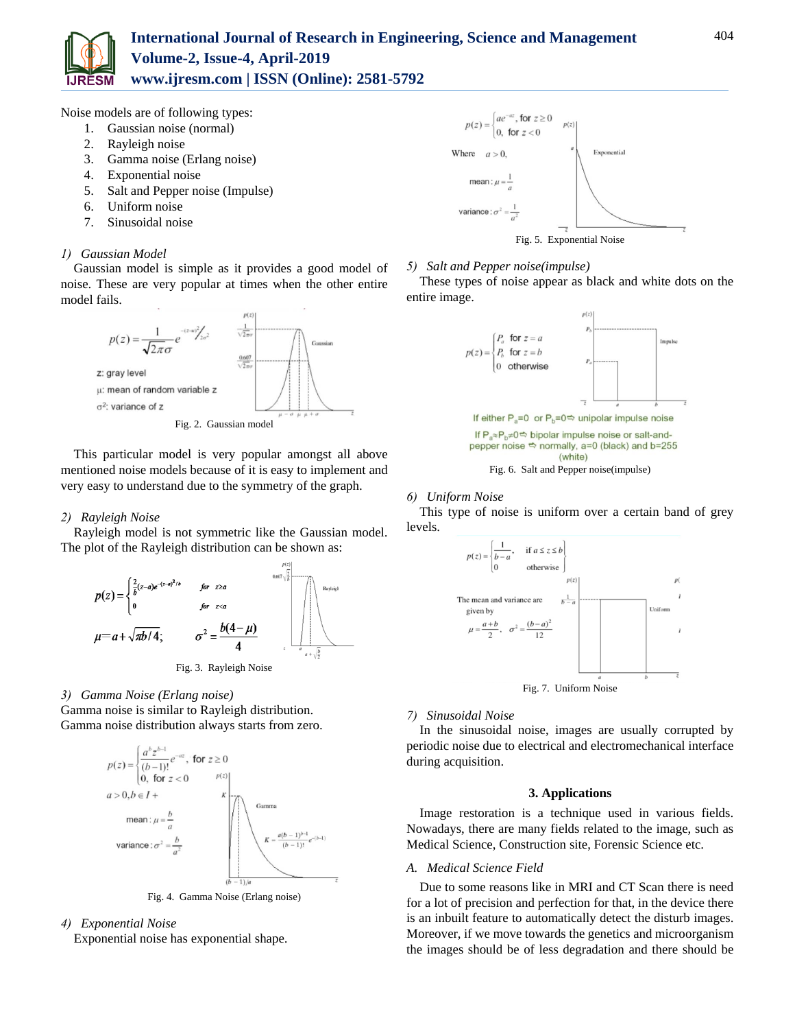Noise models are of following types:

1. Gaussian noise (normal)
2. Rayleigh noise
3. Gamma noise (Erlang noise)
4. Exponential noise
5. Salt and Pepper noise (Impulse)
6. Uniform noise
7. Sinusoidal noise

*1) Gaussian Model*

Gaussian model is simple as it provides a good model of noise. These are very popular at times when the other entire model fails.

$$p(z) = \frac{1}{\sqrt{2\pi}\sigma} e^{-(z-\mu)^2/2\sigma^2}$$

z: gray level

$\mu$: mean of random variable z

$\sigma^2$: variance of z

Fig. 2. Gaussian model

This particular model is very popular amongst all above mentioned noise models because of it is easy to implement and very easy to understand due to the symmetry of the graph.

*2) Rayleigh Noise*

Rayleigh model is not symmetric like the Gaussian model. The plot of the Rayleigh distribution can be shown as:

$$p(z) = \begin{cases} \frac{2}{b}(z-a)e^{-(z-a)^2/b} & for \quad z \geq a \\ 0 & for \quad z < a \end{cases}$$

$$\mu = a + \sqrt{\pi b/4}; \qquad \sigma^2 = \frac{b(4-\mu)}{4}$$

Fig. 3. Rayleigh Noise

*3) Gamma Noise (Erlang noise)*

Gamma noise is similar to Rayleigh distribution.
Gamma noise distribution always starts from zero.

$$p(z) = \begin{cases} \frac{a^b z^{b-1}}{(b-1)!} e^{-az}, & \text{for } z \geq 0 \\ 0, & \text{for } z < 0 \end{cases}$$

$a > 0, b \in I+$

mean: $\mu = \frac{b}{a}$

variance: $\sigma^2 = \frac{b}{a^2}$

$K = \frac{a(b-1)^{b-1}}{(b-1)!} e^{-(b-1)}$

Fig. 4. Gamma Noise (Erlang noise)

*4) Exponential Noise*

Exponential noise has exponential shape.

$$p(z) = \begin{cases} ae^{-az}, & \text{for } z \geq 0 \\ 0, & \text{for } z < 0 \end{cases}$$

Where $a > 0$,

mean: $\mu = \frac{1}{a}$

variance: $\sigma^2 = \frac{1}{a^2}$

Fig. 5. Exponential Noise

*5) Salt and Pepper noise(impulse)*

These types of noise appear as black and white dots on the entire image.

$$p(z) = \begin{cases} P_a & \text{for } z = a \\ P_b & \text{for } z = b \\ 0 & \text{otherwise} \end{cases}$$

If either $P_a$=0 or $P_b$=0 ⇨ unipolar impulse noise

If $P_a \approx P_b \neq 0$ ⇨ bipolar impulse noise or salt-and-pepper noise ⇨ normally, a=0 (black) and b=255 (white)

Fig. 6. Salt and Pepper noise(impulse)

*6) Uniform Noise*

This type of noise is uniform over a certain band of grey levels.

$$p(z) = \begin{cases} \frac{1}{b-a}, & \text{if } a \leq z \leq b \\ 0 & \text{otherwise} \end{cases}$$

The mean and variance are given by

$$\mu = \frac{a+b}{2}, \quad \sigma^2 = \frac{(b-a)^2}{12}$$

Fig. 7. Uniform Noise

*7) Sinusoidal Noise*

In the sinusoidal noise, images are usually corrupted by periodic noise due to electrical and electromechanical interface during acquisition.

## 3. Applications

Image restoration is a technique used in various fields. Nowadays, there are many fields related to the image, such as Medical Science, Construction site, Forensic Science etc.

*A. Medical Science Field*

Due to some reasons like in MRI and CT Scan there is need for a lot of precision and perfection for that, in the device there is an inbuilt feature to automatically detect the disturb images. Moreover, if we move towards the genetics and microorganism the images should be of less degradation and there should be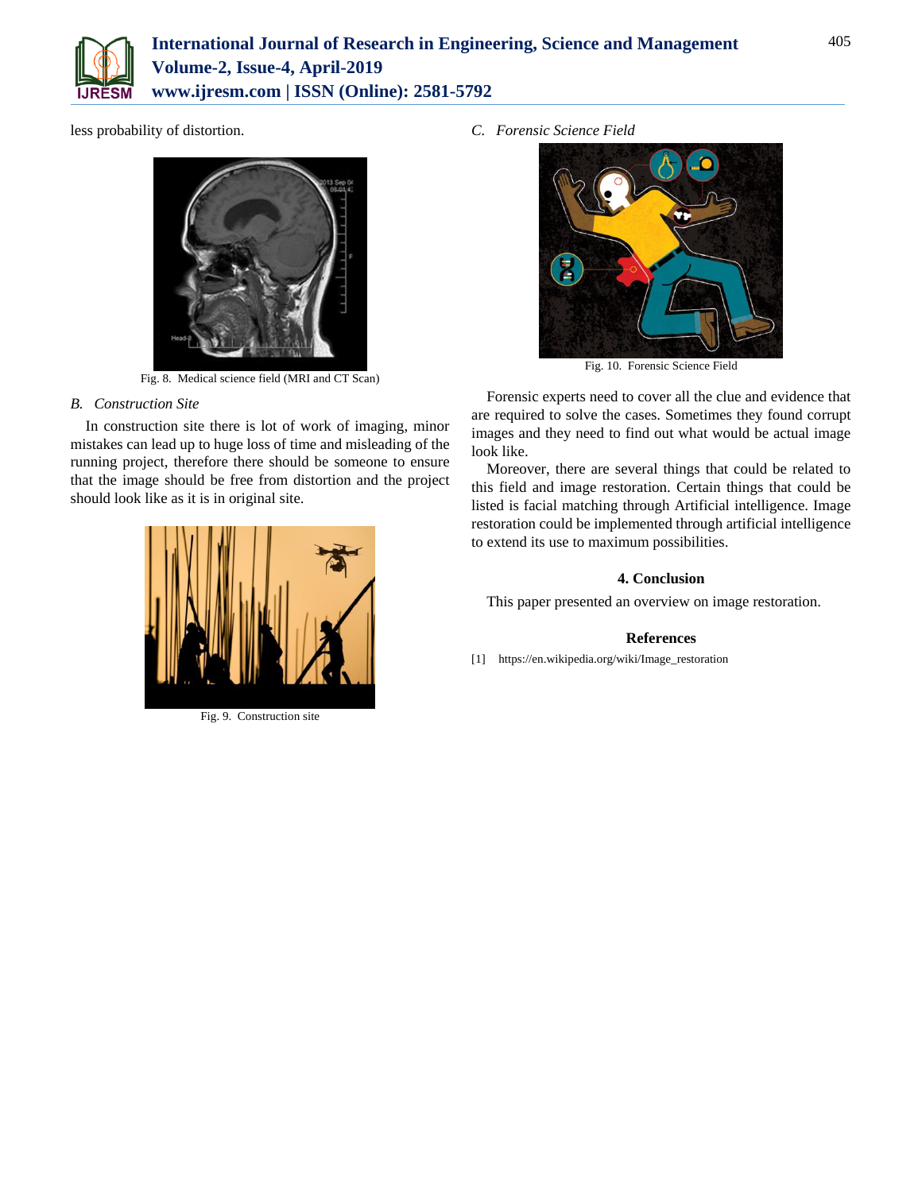less probability of distortion.

Fig. 8. Medical science field (MRI and CT Scan)

### B. Construction Site

In construction site there is lot of work of imaging, minor mistakes can lead up to huge loss of time and misleading of the running project, therefore there should be someone to ensure that the image should be free from distortion and the project should look like as it is in original site.

Fig. 9. Construction site

### C. Forensic Science Field

Fig. 10. Forensic Science Field

Forensic experts need to cover all the clue and evidence that are required to solve the cases. Sometimes they found corrupt images and they need to find out what would be actual image look like.

Moreover, there are several things that could be related to this field and image restoration. Certain things that could be listed is facial matching through Artificial intelligence. Image restoration could be implemented through artificial intelligence to extend its use to maximum possibilities.

## 4. Conclusion

This paper presented an overview on image restoration.

## References

[1] https://en.wikipedia.org/wiki/Image_restoration